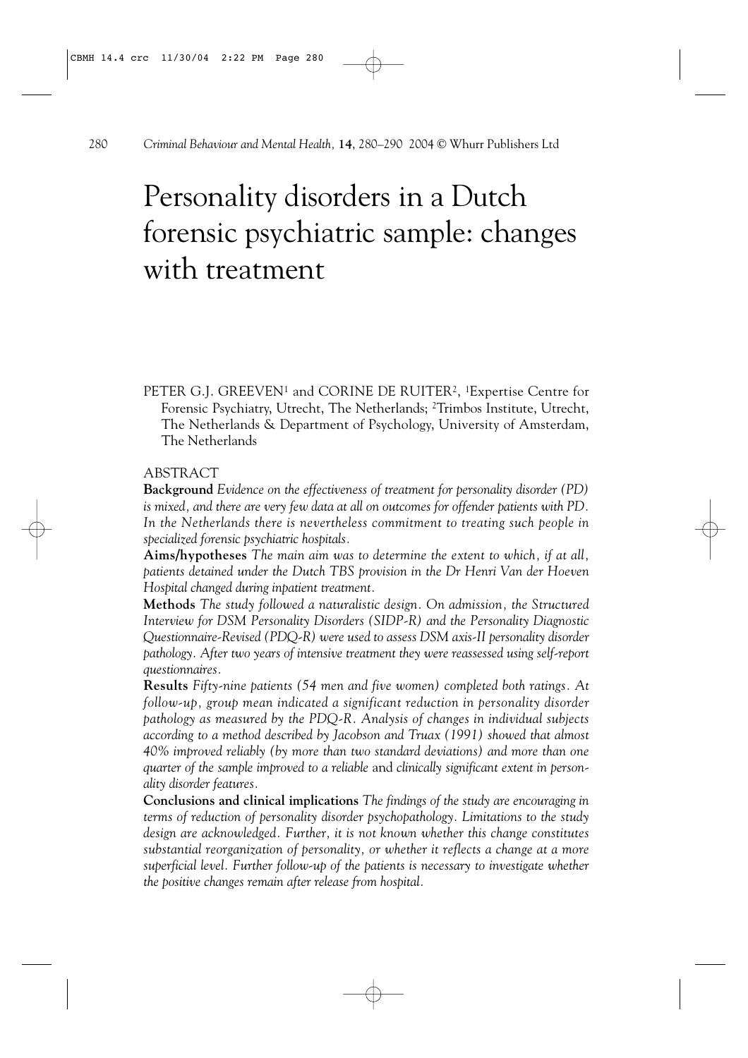# Personality disorders in a Dutch forensic psychiatric sample: changes with treatment

PETER G.J. GREEVEN[1] and CORINE DE RUITER[2], [1]Expertise Centre for Forensic Psychiatry, Utrecht, The Netherlands; [2]Trimbos Institute, Utrecht, The Netherlands & Department of Psychology, University of Amsterdam, The Netherlands

## ABSTRACT

**Background** *Evidence on the effectiveness of treatment for personality disorder (PD) is mixed, and there are very few data at all on outcomes for offender patients with PD. In the Netherlands there is nevertheless commitment to treating such people in specialized forensic psychiatric hospitals.*

**Aims/hypotheses** *The main aim was to determine the extent to which, if at all, patients detained under the Dutch TBS provision in the Dr Henri Van der Hoeven Hospital changed during inpatient treatment.*

**Methods** *The study followed a naturalistic design. On admission, the Structured Interview for DSM Personality Disorders (SIDP-R) and the Personality Diagnostic Questionnaire-Revised (PDQ-R) were used to assess DSM axis-II personality disorder pathology. After two years of intensive treatment they were reassessed using self-report questionnaires.*

**Results** *Fifty-nine patients (54 men and five women) completed both ratings. At follow-up, group mean indicated a significant reduction in personality disorder pathology as measured by the PDQ-R. Analysis of changes in individual subjects according to a method described by Jacobson and Truax (1991) showed that almost 40% improved reliably (by more than two standard deviations) and more than one quarter of the sample improved to a reliable* and *clinically significant extent in personality disorder features.*

**Conclusions and clinical implications** *The findings of the study are encouraging in terms of reduction of personality disorder psychopathology. Limitations to the study design are acknowledged. Further, it is not known whether this change constitutes substantial reorganization of personality, or whether it reflects a change at a more superficial level. Further follow-up of the patients is necessary to investigate whether the positive changes remain after release from hospital.*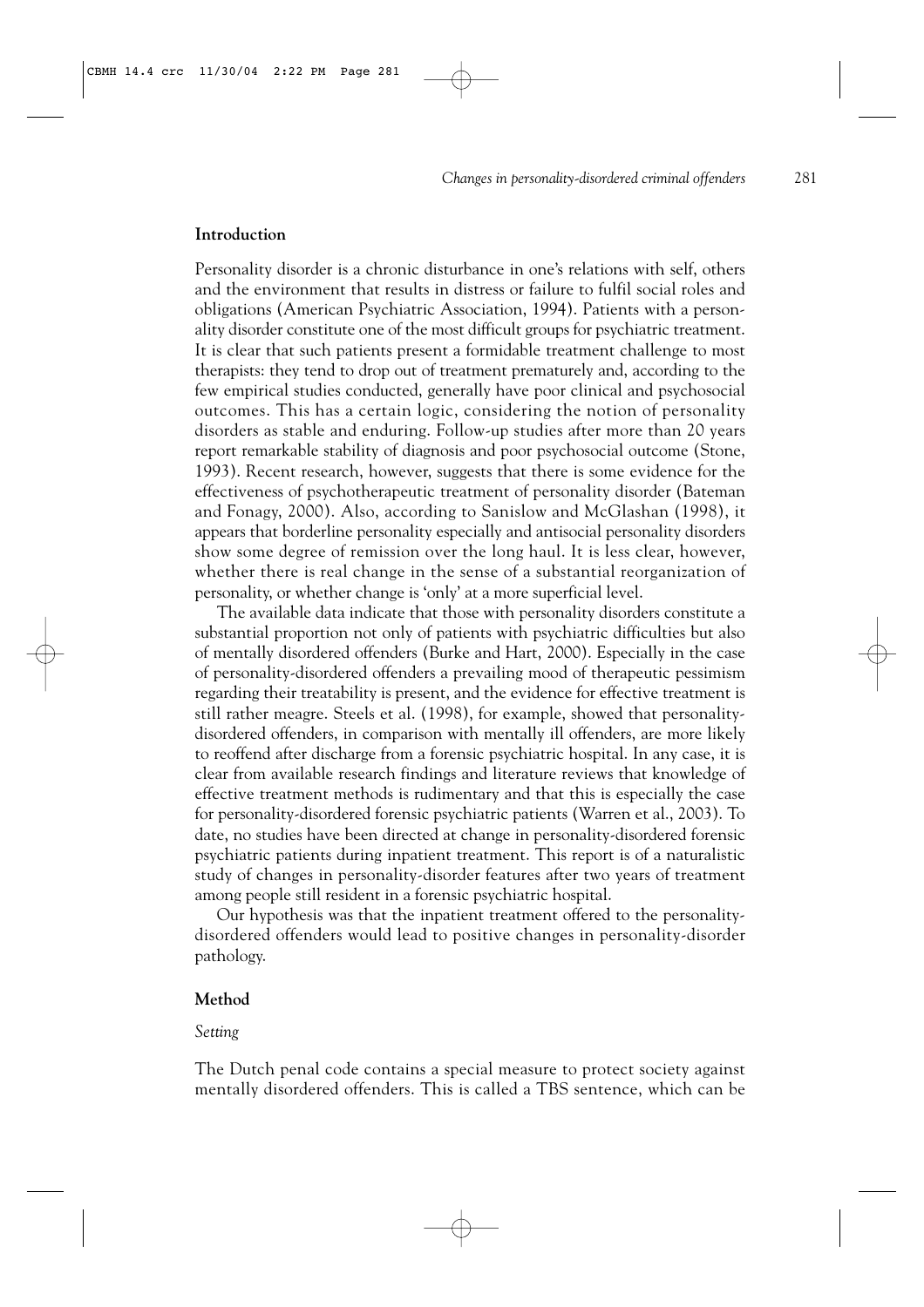## Introduction

Personality disorder is a chronic disturbance in one's relations with self, others and the environment that results in distress or failure to fulfil social roles and obligations (American Psychiatric Association, 1994). Patients with a personality disorder constitute one of the most difficult groups for psychiatric treatment. It is clear that such patients present a formidable treatment challenge to most therapists: they tend to drop out of treatment prematurely and, according to the few empirical studies conducted, generally have poor clinical and psychosocial outcomes. This has a certain logic, considering the notion of personality disorders as stable and enduring. Follow-up studies after more than 20 years report remarkable stability of diagnosis and poor psychosocial outcome (Stone, 1993). Recent research, however, suggests that there is some evidence for the effectiveness of psychotherapeutic treatment of personality disorder (Bateman and Fonagy, 2000). Also, according to Sanislow and McGlashan (1998), it appears that borderline personality especially and antisocial personality disorders show some degree of remission over the long haul. It is less clear, however, whether there is real change in the sense of a substantial reorganization of personality, or whether change is 'only' at a more superficial level.

The available data indicate that those with personality disorders constitute a substantial proportion not only of patients with psychiatric difficulties but also of mentally disordered offenders (Burke and Hart, 2000). Especially in the case of personality-disordered offenders a prevailing mood of therapeutic pessimism regarding their treatability is present, and the evidence for effective treatment is still rather meagre. Steels et al. (1998), for example, showed that personality-disordered offenders, in comparison with mentally ill offenders, are more likely to reoffend after discharge from a forensic psychiatric hospital. In any case, it is clear from available research findings and literature reviews that knowledge of effective treatment methods is rudimentary and that this is especially the case for personality-disordered forensic psychiatric patients (Warren et al., 2003). To date, no studies have been directed at change in personality-disordered forensic psychiatric patients during inpatient treatment. This report is of a naturalistic study of changes in personality-disorder features after two years of treatment among people still resident in a forensic psychiatric hospital.

Our hypothesis was that the inpatient treatment offered to the personality-disordered offenders would lead to positive changes in personality-disorder pathology.

## Method

### *Setting*

The Dutch penal code contains a special measure to protect society against mentally disordered offenders. This is called a TBS sentence, which can be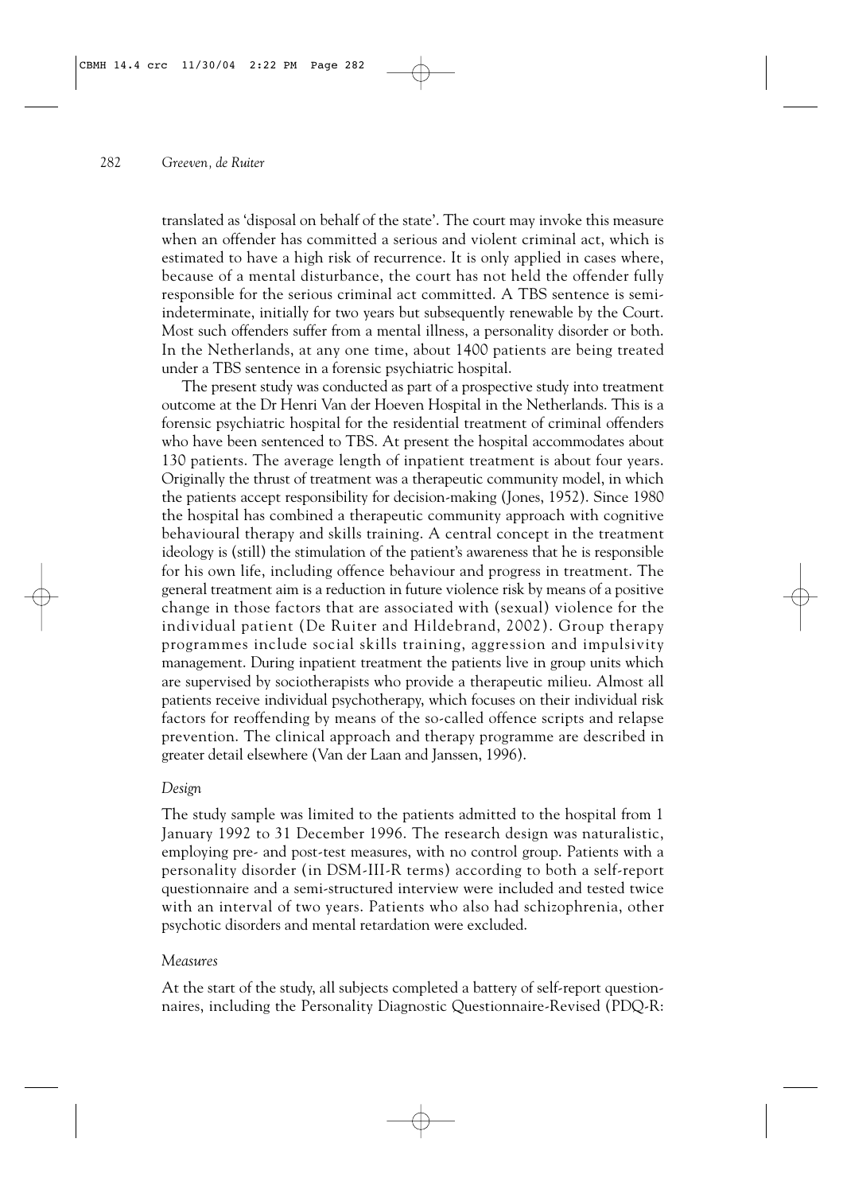translated as 'disposal on behalf of the state'. The court may invoke this measure when an offender has committed a serious and violent criminal act, which is estimated to have a high risk of recurrence. It is only applied in cases where, because of a mental disturbance, the court has not held the offender fully responsible for the serious criminal act committed. A TBS sentence is semi-indeterminate, initially for two years but subsequently renewable by the Court. Most such offenders suffer from a mental illness, a personality disorder or both. In the Netherlands, at any one time, about 1400 patients are being treated under a TBS sentence in a forensic psychiatric hospital.

The present study was conducted as part of a prospective study into treatment outcome at the Dr Henri Van der Hoeven Hospital in the Netherlands. This is a forensic psychiatric hospital for the residential treatment of criminal offenders who have been sentenced to TBS. At present the hospital accommodates about 130 patients. The average length of inpatient treatment is about four years. Originally the thrust of treatment was a therapeutic community model, in which the patients accept responsibility for decision-making (Jones, 1952). Since 1980 the hospital has combined a therapeutic community approach with cognitive behavioural therapy and skills training. A central concept in the treatment ideology is (still) the stimulation of the patient's awareness that he is responsible for his own life, including offence behaviour and progress in treatment. The general treatment aim is a reduction in future violence risk by means of a positive change in those factors that are associated with (sexual) violence for the individual patient (De Ruiter and Hildebrand, 2002). Group therapy programmes include social skills training, aggression and impulsivity management. During inpatient treatment the patients live in group units which are supervised by sociotherapists who provide a therapeutic milieu. Almost all patients receive individual psychotherapy, which focuses on their individual risk factors for reoffending by means of the so-called offence scripts and relapse prevention. The clinical approach and therapy programme are described in greater detail elsewhere (Van der Laan and Janssen, 1996).

### *Design*

The study sample was limited to the patients admitted to the hospital from 1 January 1992 to 31 December 1996. The research design was naturalistic, employing pre- and post-test measures, with no control group. Patients with a personality disorder (in DSM-III-R terms) according to both a self-report questionnaire and a semi-structured interview were included and tested twice with an interval of two years. Patients who also had schizophrenia, other psychotic disorders and mental retardation were excluded.

### *Measures*

At the start of the study, all subjects completed a battery of self-report questionnaires, including the Personality Diagnostic Questionnaire-Revised (PDQ-R: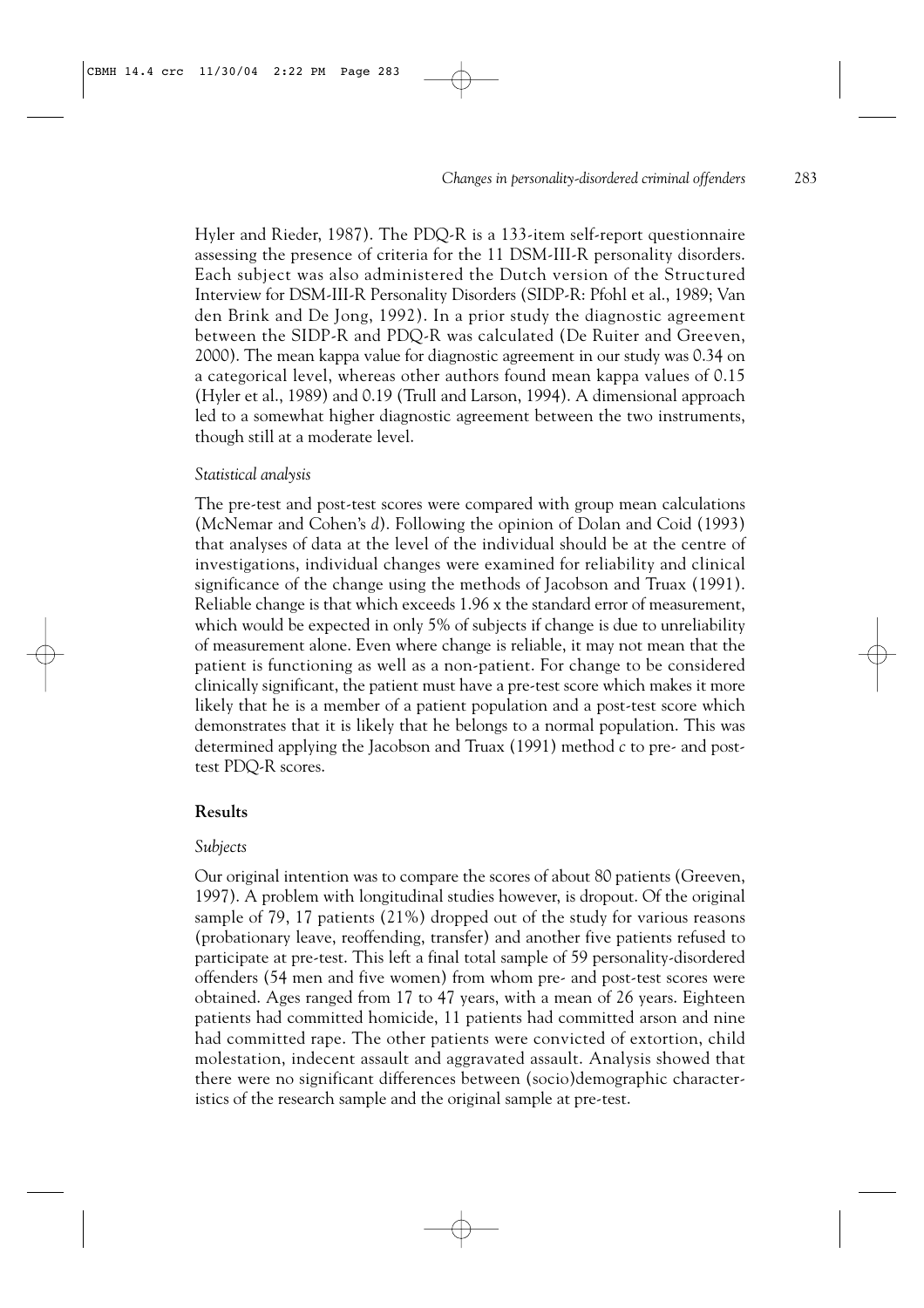Hyler and Rieder, 1987). The PDQ-R is a 133-item self-report questionnaire assessing the presence of criteria for the 11 DSM-III-R personality disorders. Each subject was also administered the Dutch version of the Structured Interview for DSM-III-R Personality Disorders (SIDP-R: Pfohl et al., 1989; Van den Brink and De Jong, 1992). In a prior study the diagnostic agreement between the SIDP-R and PDQ-R was calculated (De Ruiter and Greeven, 2000). The mean kappa value for diagnostic agreement in our study was 0.34 on a categorical level, whereas other authors found mean kappa values of 0.15 (Hyler et al., 1989) and 0.19 (Trull and Larson, 1994). A dimensional approach led to a somewhat higher diagnostic agreement between the two instruments, though still at a moderate level.

### *Statistical analysis*

The pre-test and post-test scores were compared with group mean calculations (McNemar and Cohen's *d*). Following the opinion of Dolan and Coid (1993) that analyses of data at the level of the individual should be at the centre of investigations, individual changes were examined for reliability and clinical significance of the change using the methods of Jacobson and Truax (1991). Reliable change is that which exceeds 1.96 x the standard error of measurement, which would be expected in only 5% of subjects if change is due to unreliability of measurement alone. Even where change is reliable, it may not mean that the patient is functioning as well as a non-patient. For change to be considered clinically significant, the patient must have a pre-test score which makes it more likely that he is a member of a patient population and a post-test score which demonstrates that it is likely that he belongs to a normal population. This was determined applying the Jacobson and Truax (1991) method *c* to pre- and post-test PDQ-R scores.

## **Results**

### *Subjects*

Our original intention was to compare the scores of about 80 patients (Greeven, 1997). A problem with longitudinal studies however, is dropout. Of the original sample of 79, 17 patients (21%) dropped out of the study for various reasons (probationary leave, reoffending, transfer) and another five patients refused to participate at pre-test. This left a final total sample of 59 personality-disordered offenders (54 men and five women) from whom pre- and post-test scores were obtained. Ages ranged from 17 to 47 years, with a mean of 26 years. Eighteen patients had committed homicide, 11 patients had committed arson and nine had committed rape. The other patients were convicted of extortion, child molestation, indecent assault and aggravated assault. Analysis showed that there were no significant differences between (socio)demographic characteristics of the research sample and the original sample at pre-test.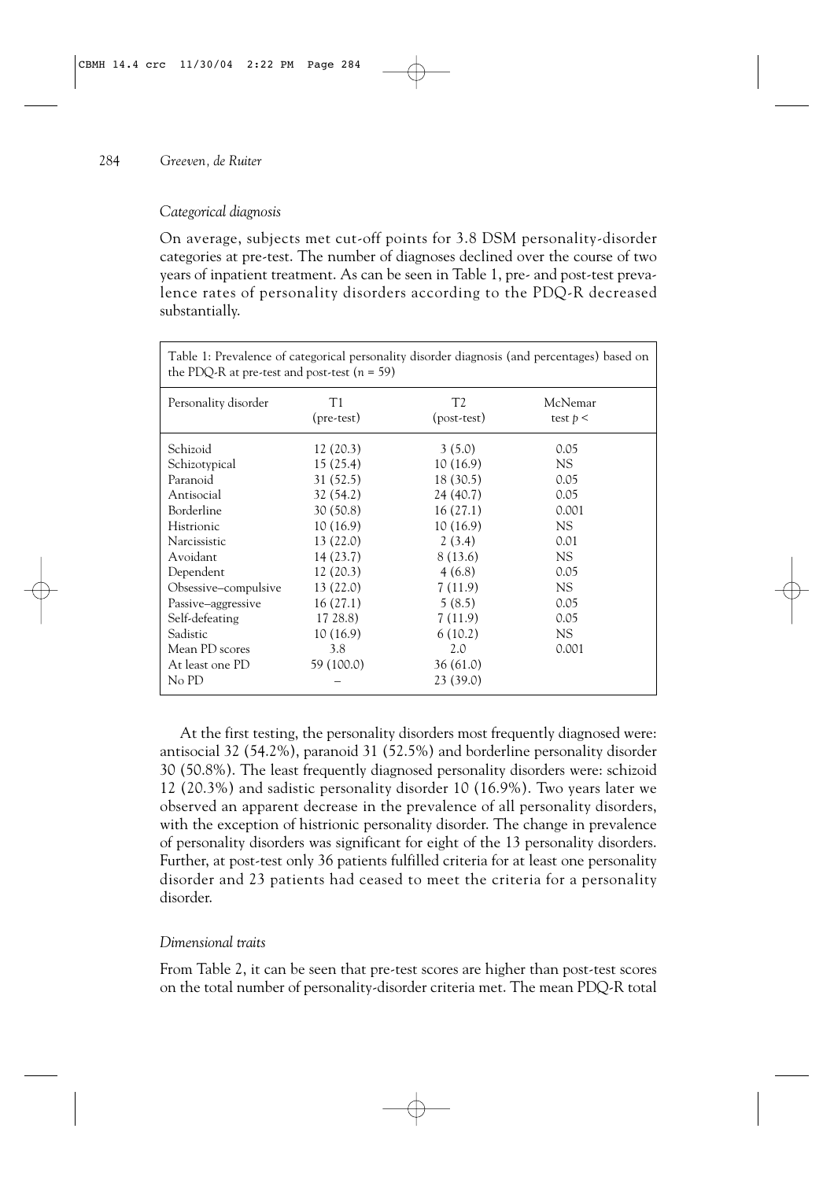### *Categorical diagnosis*

On average, subjects met cut-off points for 3.8 DSM personality-disorder categories at pre-test. The number of diagnoses declined over the course of two years of inpatient treatment. As can be seen in Table 1, pre- and post-test prevalence rates of personality disorders according to the PDQ-R decreased substantially.

Table 1: Prevalence of categorical personality disorder diagnosis (and percentages) based on the PDQ-R at pre-test and post-test ($n$ = 59)

| Personality disorder | T1 (pre-test) | T2 (post-test) | McNemar test $p <$ |
|---|---|---|---|
| Schizoid | 12 (20.3) | 3 (5.0) | 0.05 |
| Schizotypical | 15 (25.4) | 10 (16.9) | NS |
| Paranoid | 31 (52.5) | 18 (30.5) | 0.05 |
| Antisocial | 32 (54.2) | 24 (40.7) | 0.05 |
| Borderline | 30 (50.8) | 16 (27.1) | 0.001 |
| Histrionic | 10 (16.9) | 10 (16.9) | NS |
| Narcissistic | 13 (22.0) | 2 (3.4) | 0.01 |
| Avoidant | 14 (23.7) | 8 (13.6) | NS |
| Dependent | 12 (20.3) | 4 (6.8) | 0.05 |
| Obsessive–compulsive | 13 (22.0) | 7 (11.9) | NS |
| Passive–aggressive | 16 (27.1) | 5 (8.5) | 0.05 |
| Self-defeating | 17 28.8) | 7 (11.9) | 0.05 |
| Sadistic | 10 (16.9) | 6 (10.2) | NS |
| Mean PD scores | 3.8 | 2.0 | 0.001 |
| At least one PD | 59 (100.0) | 36 (61.0) | |
| No PD | – | 23 (39.0) | |

At the first testing, the personality disorders most frequently diagnosed were: antisocial 32 (54.2%), paranoid 31 (52.5%) and borderline personality disorder 30 (50.8%). The least frequently diagnosed personality disorders were: schizoid 12 (20.3%) and sadistic personality disorder 10 (16.9%). Two years later we observed an apparent decrease in the prevalence of all personality disorders, with the exception of histrionic personality disorder. The change in prevalence of personality disorders was significant for eight of the 13 personality disorders. Further, at post-test only 36 patients fulfilled criteria for at least one personality disorder and 23 patients had ceased to meet the criteria for a personality disorder.

### *Dimensional traits*

From Table 2, it can be seen that pre-test scores are higher than post-test scores on the total number of personality-disorder criteria met. The mean PDQ-R total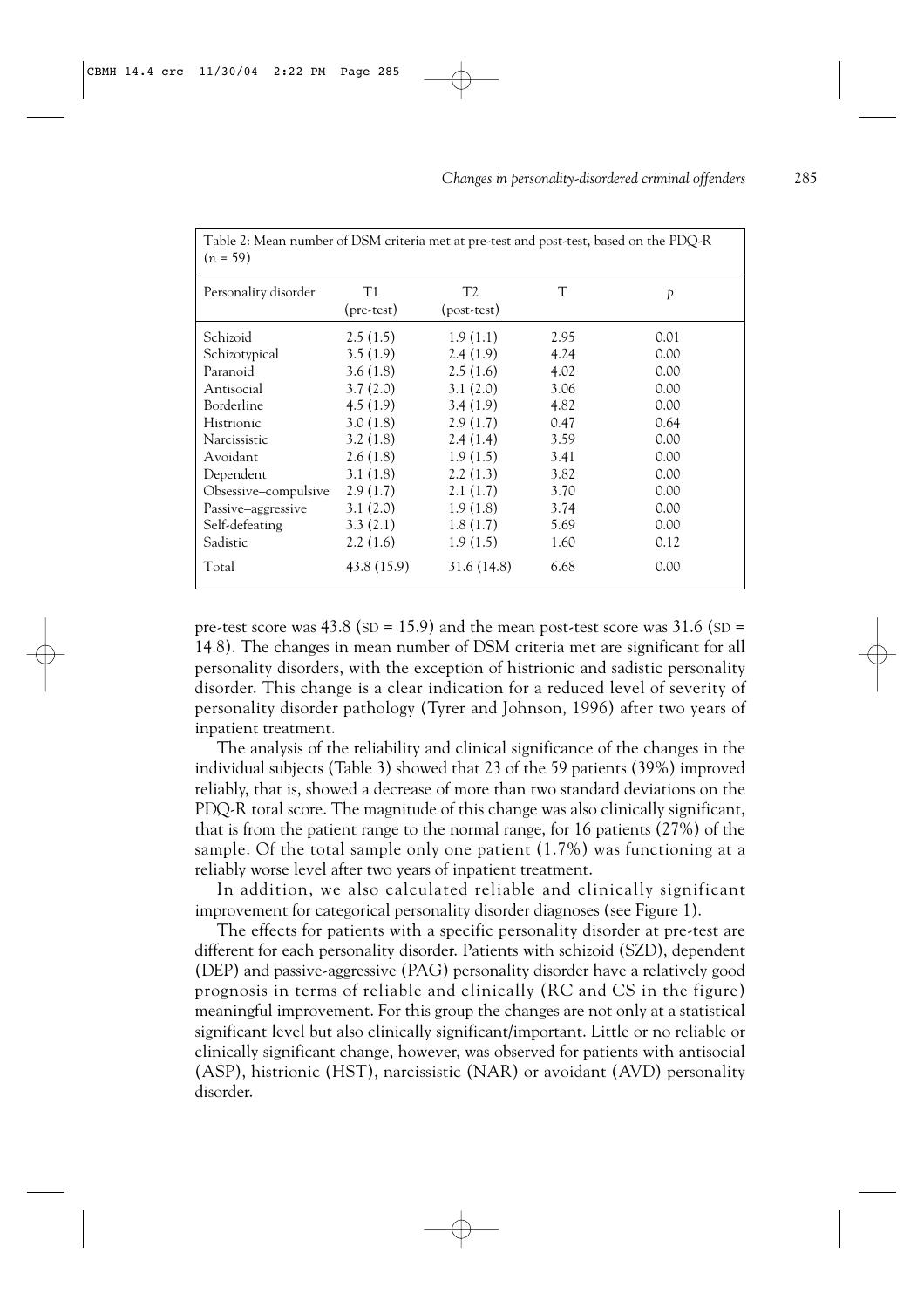Table 2: Mean number of DSM criteria met at pre-test and post-test, based on the PDQ-R ($n$ = 59)

| Personality disorder | T1 (pre-test) | T2 (post-test) | T | $p$ |
|---|---|---|---|---|
| Schizoid | 2.5 (1.5) | 1.9 (1.1) | 2.95 | 0.01 |
| Schizotypical | 3.5 (1.9) | 2.4 (1.9) | 4.24 | 0.00 |
| Paranoid | 3.6 (1.8) | 2.5 (1.6) | 4.02 | 0.00 |
| Antisocial | 3.7 (2.0) | 3.1 (2.0) | 3.06 | 0.00 |
| Borderline | 4.5 (1.9) | 3.4 (1.9) | 4.82 | 0.00 |
| Histrionic | 3.0 (1.8) | 2.9 (1.7) | 0.47 | 0.64 |
| Narcissistic | 3.2 (1.8) | 2.4 (1.4) | 3.59 | 0.00 |
| Avoidant | 2.6 (1.8) | 1.9 (1.5) | 3.41 | 0.00 |
| Dependent | 3.1 (1.8) | 2.2 (1.3) | 3.82 | 0.00 |
| Obsessive–compulsive | 2.9 (1.7) | 2.1 (1.7) | 3.70 | 0.00 |
| Passive–aggressive | 3.1 (2.0) | 1.9 (1.8) | 3.74 | 0.00 |
| Self-defeating | 3.3 (2.1) | 1.8 (1.7) | 5.69 | 0.00 |
| Sadistic | 2.2 (1.6) | 1.9 (1.5) | 1.60 | 0.12 |
| Total | 43.8 (15.9) | 31.6 (14.8) | 6.68 | 0.00 |

pre-test score was 43.8 (SD = 15.9) and the mean post-test score was 31.6 (SD = 14.8). The changes in mean number of DSM criteria met are significant for all personality disorders, with the exception of histrionic and sadistic personality disorder. This change is a clear indication for a reduced level of severity of personality disorder pathology (Tyrer and Johnson, 1996) after two years of inpatient treatment.

The analysis of the reliability and clinical significance of the changes in the individual subjects (Table 3) showed that 23 of the 59 patients (39%) improved reliably, that is, showed a decrease of more than two standard deviations on the PDQ-R total score. The magnitude of this change was also clinically significant, that is from the patient range to the normal range, for 16 patients (27%) of the sample. Of the total sample only one patient (1.7%) was functioning at a reliably worse level after two years of inpatient treatment.

In addition, we also calculated reliable and clinically significant improvement for categorical personality disorder diagnoses (see Figure 1).

The effects for patients with a specific personality disorder at pre-test are different for each personality disorder. Patients with schizoid (SZD), dependent (DEP) and passive-aggressive (PAG) personality disorder have a relatively good prognosis in terms of reliable and clinically (RC and CS in the figure) meaningful improvement. For this group the changes are not only at a statistical significant level but also clinically significant/important. Little or no reliable or clinically significant change, however, was observed for patients with antisocial (ASP), histrionic (HST), narcissistic (NAR) or avoidant (AVD) personality disorder.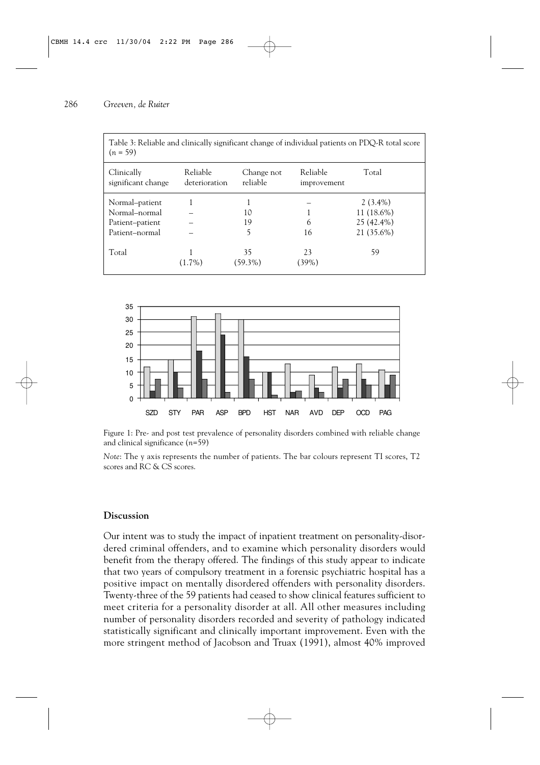Table 3: Reliable and clinically significant change of individual patients on PDQ-R total score ($n$ = 59)

| Clinically significant change | Reliable deterioration | Change not reliable | Reliable improvement | Total |
|---|---|---|---|---|
| Normal–patient | 1 | 1 | – | 2 (3.4%) |
| Normal–normal | – | 10 | 1 | 11 (18.6%) |
| Patient–patient | – | 19 | 6 | 25 (42.4%) |
| Patient–normal | – | 5 | 16 | 21 (35.6%) |
| Total | 1 (1.7%) | 35 (59.3%) | 23 (39%) | 59 |

Figure 1: Pre- and post test prevalence of personality disorders combined with reliable change and clinical significance ($n$=59)

*Note*: The y axis represents the number of patients. The bar colours represent T1 scores, T2 scores and RC & CS scores.

## Discussion

Our intent was to study the impact of inpatient treatment on personality-disordered criminal offenders, and to examine which personality disorders would benefit from the therapy offered. The findings of this study appear to indicate that two years of compulsory treatment in a forensic psychiatric hospital has a positive impact on mentally disordered offenders with personality disorders. Twenty-three of the 59 patients had ceased to show clinical features sufficient to meet criteria for a personality disorder at all. All other measures including number of personality disorders recorded and severity of pathology indicated statistically significant and clinically important improvement. Even with the more stringent method of Jacobson and Truax (1991), almost 40% improved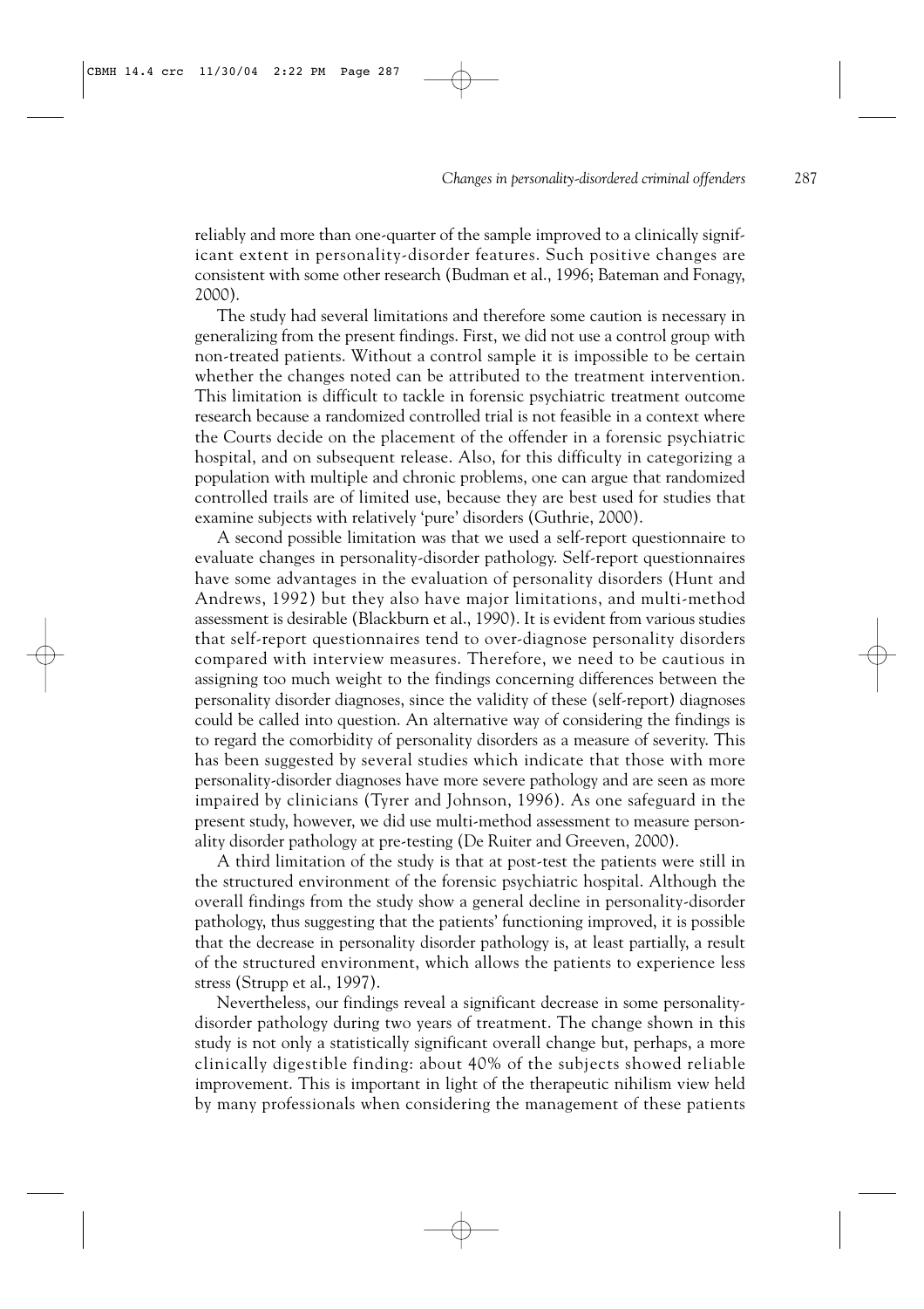reliably and more than one-quarter of the sample improved to a clinically significant extent in personality-disorder features. Such positive changes are consistent with some other research (Budman et al., 1996; Bateman and Fonagy, 2000).

The study had several limitations and therefore some caution is necessary in generalizing from the present findings. First, we did not use a control group with non-treated patients. Without a control sample it is impossible to be certain whether the changes noted can be attributed to the treatment intervention. This limitation is difficult to tackle in forensic psychiatric treatment outcome research because a randomized controlled trial is not feasible in a context where the Courts decide on the placement of the offender in a forensic psychiatric hospital, and on subsequent release. Also, for this difficulty in categorizing a population with multiple and chronic problems, one can argue that randomized controlled trails are of limited use, because they are best used for studies that examine subjects with relatively 'pure' disorders (Guthrie, 2000).

A second possible limitation was that we used a self-report questionnaire to evaluate changes in personality-disorder pathology. Self-report questionnaires have some advantages in the evaluation of personality disorders (Hunt and Andrews, 1992) but they also have major limitations, and multi-method assessment is desirable (Blackburn et al., 1990). It is evident from various studies that self-report questionnaires tend to over-diagnose personality disorders compared with interview measures. Therefore, we need to be cautious in assigning too much weight to the findings concerning differences between the personality disorder diagnoses, since the validity of these (self-report) diagnoses could be called into question. An alternative way of considering the findings is to regard the comorbidity of personality disorders as a measure of severity. This has been suggested by several studies which indicate that those with more personality-disorder diagnoses have more severe pathology and are seen as more impaired by clinicians (Tyrer and Johnson, 1996). As one safeguard in the present study, however, we did use multi-method assessment to measure personality disorder pathology at pre-testing (De Ruiter and Greeven, 2000).

A third limitation of the study is that at post-test the patients were still in the structured environment of the forensic psychiatric hospital. Although the overall findings from the study show a general decline in personality-disorder pathology, thus suggesting that the patients' functioning improved, it is possible that the decrease in personality disorder pathology is, at least partially, a result of the structured environment, which allows the patients to experience less stress (Strupp et al., 1997).

Nevertheless, our findings reveal a significant decrease in some personality-disorder pathology during two years of treatment. The change shown in this study is not only a statistically significant overall change but, perhaps, a more clinically digestible finding: about 40% of the subjects showed reliable improvement. This is important in light of the therapeutic nihilism view held by many professionals when considering the management of these patients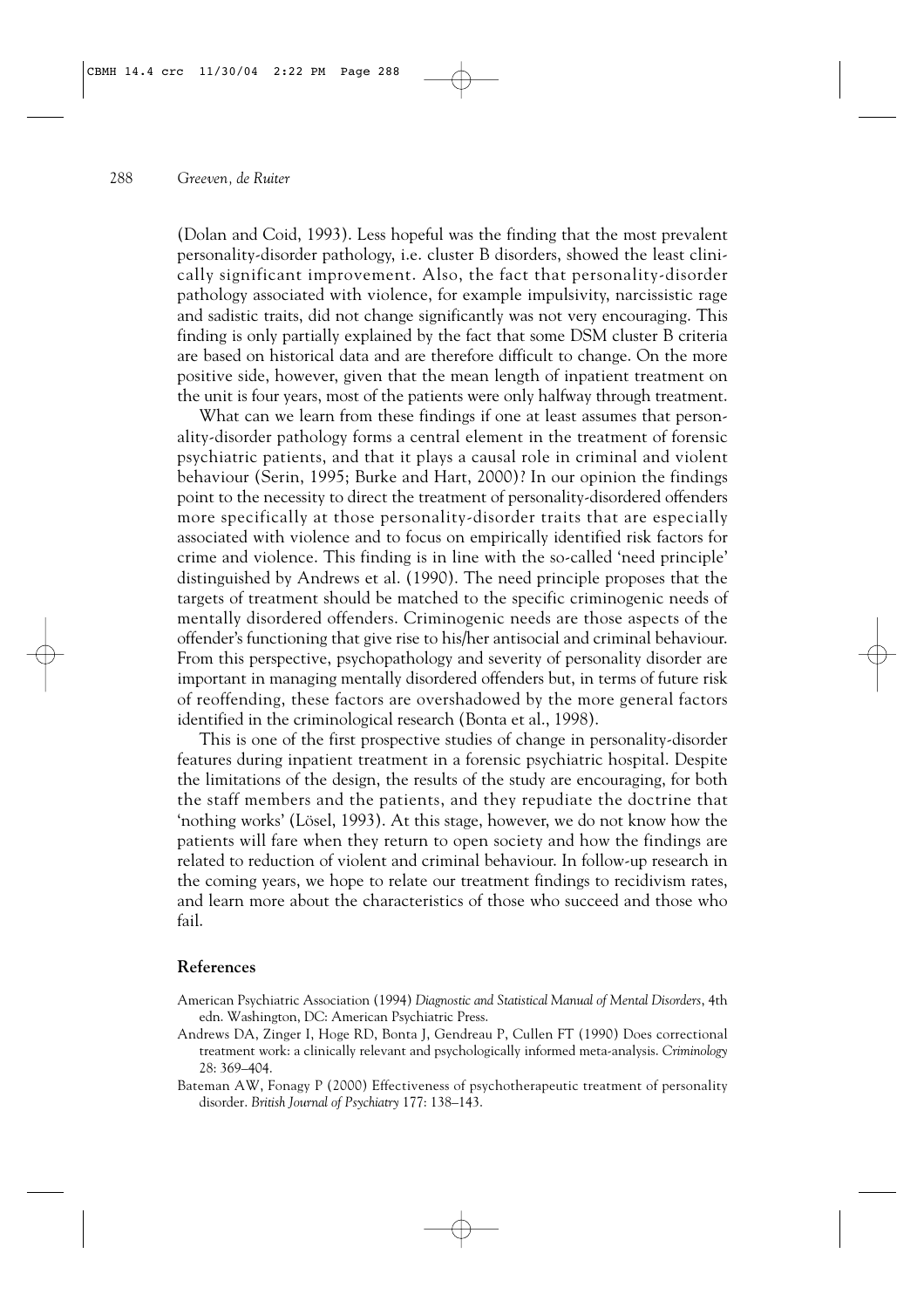(Dolan and Coid, 1993). Less hopeful was the finding that the most prevalent personality-disorder pathology, i.e. cluster B disorders, showed the least clinically significant improvement. Also, the fact that personality-disorder pathology associated with violence, for example impulsivity, narcissistic rage and sadistic traits, did not change significantly was not very encouraging. This finding is only partially explained by the fact that some DSM cluster B criteria are based on historical data and are therefore difficult to change. On the more positive side, however, given that the mean length of inpatient treatment on the unit is four years, most of the patients were only halfway through treatment.

What can we learn from these findings if one at least assumes that personality-disorder pathology forms a central element in the treatment of forensic psychiatric patients, and that it plays a causal role in criminal and violent behaviour (Serin, 1995; Burke and Hart, 2000)? In our opinion the findings point to the necessity to direct the treatment of personality-disordered offenders more specifically at those personality-disorder traits that are especially associated with violence and to focus on empirically identified risk factors for crime and violence. This finding is in line with the so-called 'need principle' distinguished by Andrews et al. (1990). The need principle proposes that the targets of treatment should be matched to the specific criminogenic needs of mentally disordered offenders. Criminogenic needs are those aspects of the offender's functioning that give rise to his/her antisocial and criminal behaviour. From this perspective, psychopathology and severity of personality disorder are important in managing mentally disordered offenders but, in terms of future risk of reoffending, these factors are overshadowed by the more general factors identified in the criminological research (Bonta et al., 1998).

This is one of the first prospective studies of change in personality-disorder features during inpatient treatment in a forensic psychiatric hospital. Despite the limitations of the design, the results of the study are encouraging, for both the staff members and the patients, and they repudiate the doctrine that 'nothing works' (Lösel, 1993). At this stage, however, we do not know how the patients will fare when they return to open society and how the findings are related to reduction of violent and criminal behaviour. In follow-up research in the coming years, we hope to relate our treatment findings to recidivism rates, and learn more about the characteristics of those who succeed and those who fail.

## References

American Psychiatric Association (1994) *Diagnostic and Statistical Manual of Mental Disorders*, 4th edn. Washington, DC: American Psychiatric Press.

Andrews DA, Zinger I, Hoge RD, Bonta J, Gendreau P, Cullen FT (1990) Does correctional treatment work: a clinically relevant and psychologically informed meta-analysis. *Criminology* 28: 369–404.

Bateman AW, Fonagy P (2000) Effectiveness of psychotherapeutic treatment of personality disorder. *British Journal of Psychiatry* 177: 138–143.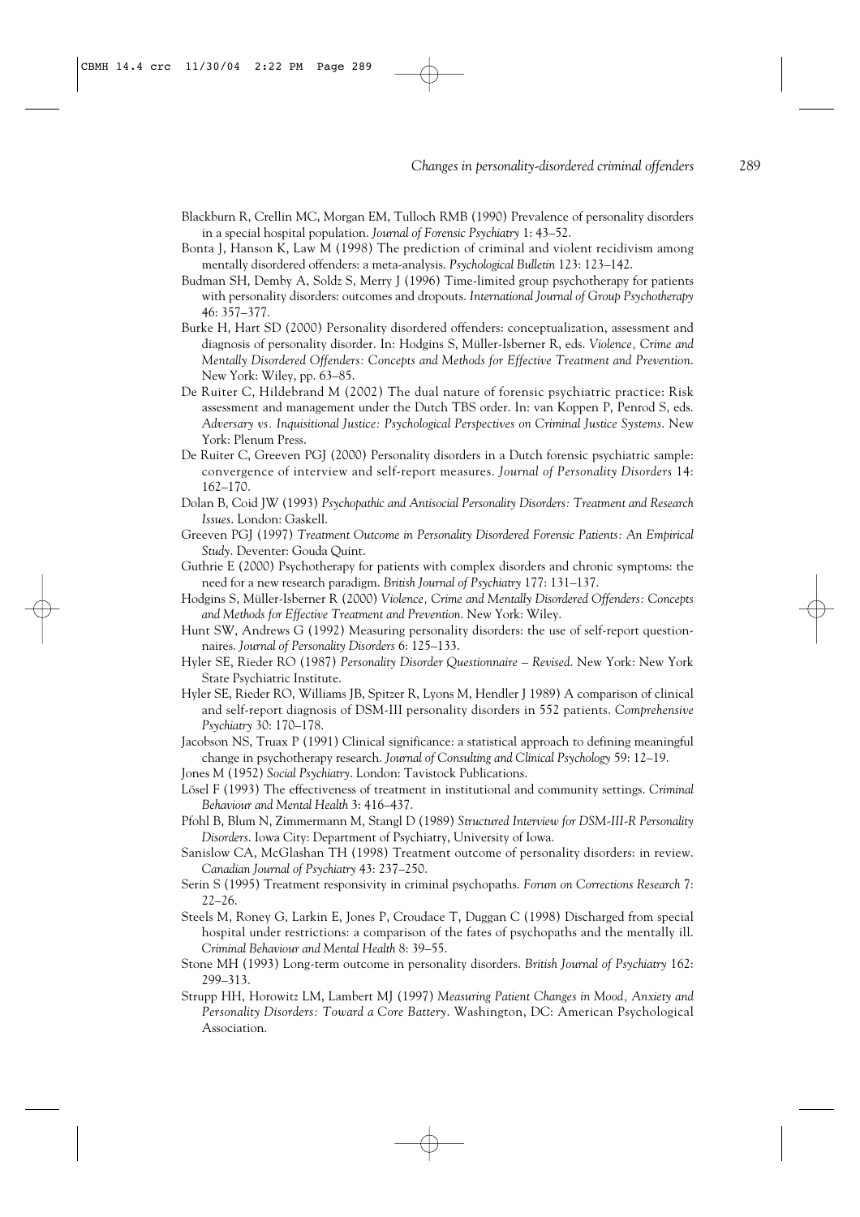Blackburn R, Crellin MC, Morgan EM, Tulloch RMB (1990) Prevalence of personality disorders in a special hospital population. *Journal of Forensic Psychiatry* 1: 43–52.

Bonta J, Hanson K, Law M (1998) The prediction of criminal and violent recidivism among mentally disordered offenders: a meta-analysis. *Psychological Bulletin* 123: 123–142.

Budman SH, Demby A, Soldz S, Merry J (1996) Time-limited group psychotherapy for patients with personality disorders: outcomes and dropouts. *International Journal of Group Psychotherapy* 46: 357–377.

Burke H, Hart SD (2000) Personality disordered offenders: conceptualization, assessment and diagnosis of personality disorder. In: Hodgins S, Müller-Isberner R, eds. *Violence, Crime and Mentally Disordered Offenders: Concepts and Methods for Effective Treatment and Prevention*. New York: Wiley, pp. 63–85.

De Ruiter C, Hildebrand M (2002) The dual nature of forensic psychiatric practice: Risk assessment and management under the Dutch TBS order. In: van Koppen P, Penrod S, eds. *Adversary vs. Inquisitional Justice: Psychological Perspectives on Criminal Justice Systems*. New York: Plenum Press.

De Ruiter C, Greeven PGJ (2000) Personality disorders in a Dutch forensic psychiatric sample: convergence of interview and self-report measures. *Journal of Personality Disorders* 14: 162–170.

Dolan B, Coid JW (1993) *Psychopathic and Antisocial Personality Disorders: Treatment and Research Issues*. London: Gaskell.

Greeven PGJ (1997) *Treatment Outcome in Personality Disordered Forensic Patients: An Empirical Study*. Deventer: Gouda Quint.

Guthrie E (2000) Psychotherapy for patients with complex disorders and chronic symptoms: the need for a new research paradigm. *British Journal of Psychiatry* 177: 131–137.

Hodgins S, Müller-Isberner R (2000) *Violence, Crime and Mentally Disordered Offenders: Concepts and Methods for Effective Treatment and Prevention*. New York: Wiley.

Hunt SW, Andrews G (1992) Measuring personality disorders: the use of self-report questionnaires. *Journal of Personality Disorders* 6: 125–133.

Hyler SE, Rieder RO (1987) *Personality Disorder Questionnaire – Revised*. New York: New York State Psychiatric Institute.

Hyler SE, Rieder RO, Williams JB, Spitzer R, Lyons M, Hendler J 1989) A comparison of clinical and self-report diagnosis of DSM-III personality disorders in 552 patients. *Comprehensive Psychiatry* 30: 170–178.

Jacobson NS, Truax P (1991) Clinical significance: a statistical approach to defining meaningful change in psychotherapy research. *Journal of Consulting and Clinical Psychology* 59: 12–19.

Jones M (1952) *Social Psychiatry*. London: Tavistock Publications.

Lösel F (1993) The effectiveness of treatment in institutional and community settings. *Criminal Behaviour and Mental Health* 3: 416–437.

Pfohl B, Blum N, Zimmermann M, Stangl D (1989) *Structured Interview for DSM-III-R Personality Disorders*. Iowa City: Department of Psychiatry, University of Iowa.

Sanislow CA, McGlashan TH (1998) Treatment outcome of personality disorders: in review. *Canadian Journal of Psychiatry* 43: 237–250.

Serin S (1995) Treatment responsivity in criminal psychopaths. *Forum on Corrections Research* 7: 22–26.

Steels M, Roney G, Larkin E, Jones P, Croudace T, Duggan C (1998) Discharged from special hospital under restrictions: a comparison of the fates of psychopaths and the mentally ill. *Criminal Behaviour and Mental Health* 8: 39–55.

Stone MH (1993) Long-term outcome in personality disorders. *British Journal of Psychiatry* 162: 299–313.

Strupp HH, Horowitz LM, Lambert MJ (1997) *Measuring Patient Changes in Mood, Anxiety and Personality Disorders: Toward a Core Battery*. Washington, DC: American Psychological Association.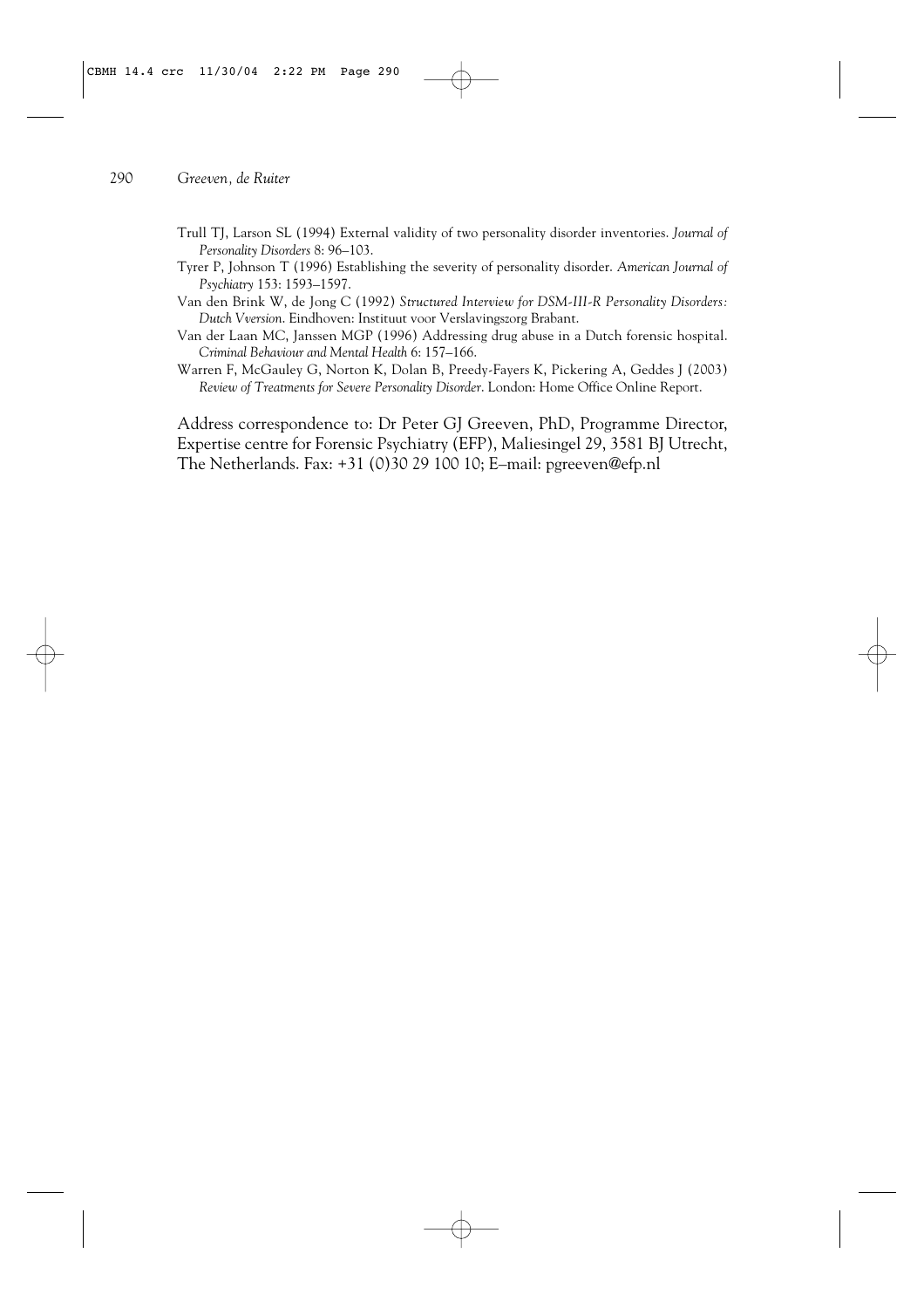Trull TJ, Larson SL (1994) External validity of two personality disorder inventories. *Journal of Personality Disorders* 8: 96–103.

Tyrer P, Johnson T (1996) Establishing the severity of personality disorder. *American Journal of Psychiatry* 153: 1593–1597.

Van den Brink W, de Jong C (1992) *Structured Interview for DSM-III-R Personality Disorders: Dutch Vversion*. Eindhoven: Instituut voor Verslavingszorg Brabant.

Van der Laan MC, Janssen MGP (1996) Addressing drug abuse in a Dutch forensic hospital. *Criminal Behaviour and Mental Health* 6: 157–166.

Warren F, McGauley G, Norton K, Dolan B, Preedy-Fayers K, Pickering A, Geddes J (2003) *Review of Treatments for Severe Personality Disorder*. London: Home Office Online Report.

Address correspondence to: Dr Peter GJ Greeven, PhD, Programme Director, Expertise centre for Forensic Psychiatry (EFP), Maliesingel 29, 3581 BJ Utrecht, The Netherlands. Fax: +31 (0)30 29 100 10; E–mail: pgreeven@efp.nl